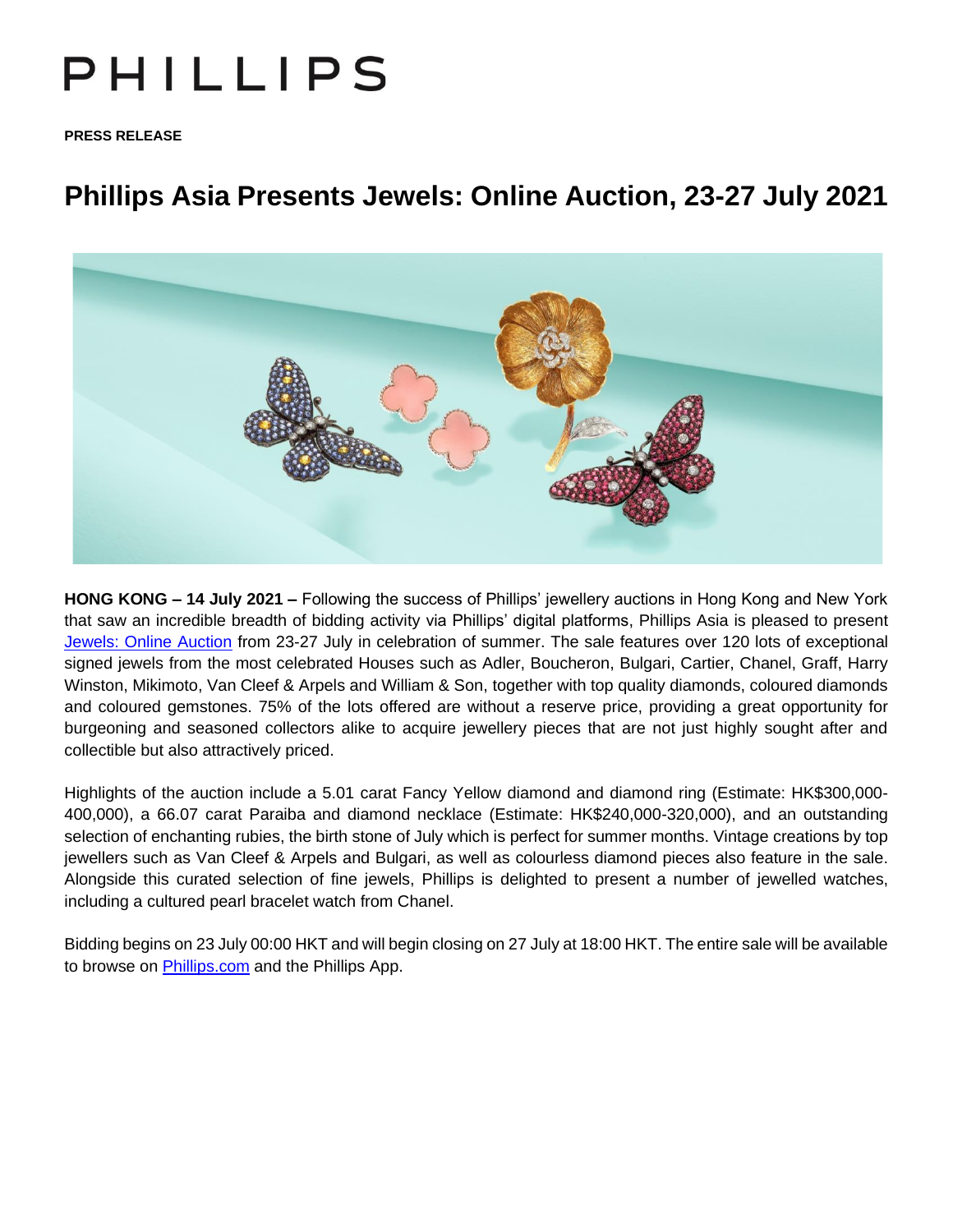# PHILLIPS

**PRESS RELEASE**

# Phillips Asia Presents Jewels: Online Auction, 23-27 July 2021

**HONG KONG – 14 July 2021 –** Following the success of Phillips' jewellery auctions in Hong Kong and New York that saw an incredible breadth of bidding activity via Phillips' digital platforms, Phillips Asia is pleased to present Jewels: Online Auction from 23-27 July in celebration of summer. The sale features over 120 lots of exceptional signed jewels from the most celebrated Houses such as Adler, Boucheron, Bulgari, Cartier, Chanel, Graff, Harry Winston, Mikimoto, Van Cleef & Arpels and William & Son, together with top quality diamonds, coloured diamonds and coloured gemstones. 75% of the lots offered are without a reserve price, providing a great opportunity for burgeoning and seasoned collectors alike to acquire jewellery pieces that are not just highly sought after and collectible but also attractively priced.

Highlights of the auction include a 5.01 carat Fancy Yellow diamond and diamond ring (Estimate: HK$300,000-400,000), a 66.07 carat Paraiba and diamond necklace (Estimate: HK$240,000-320,000), and an outstanding selection of enchanting rubies, the birth stone of July which is perfect for summer months. Vintage creations by top jewellers such as Van Cleef & Arpels and Bulgari, as well as colourless diamond pieces also feature in the sale. Alongside this curated selection of fine jewels, Phillips is delighted to present a number of jewelled watches, including a cultured pearl bracelet watch from Chanel.

Bidding begins on 23 July 00:00 HKT and will begin closing on 27 July at 18:00 HKT. The entire sale will be available to browse on Phillips.com and the Phillips App.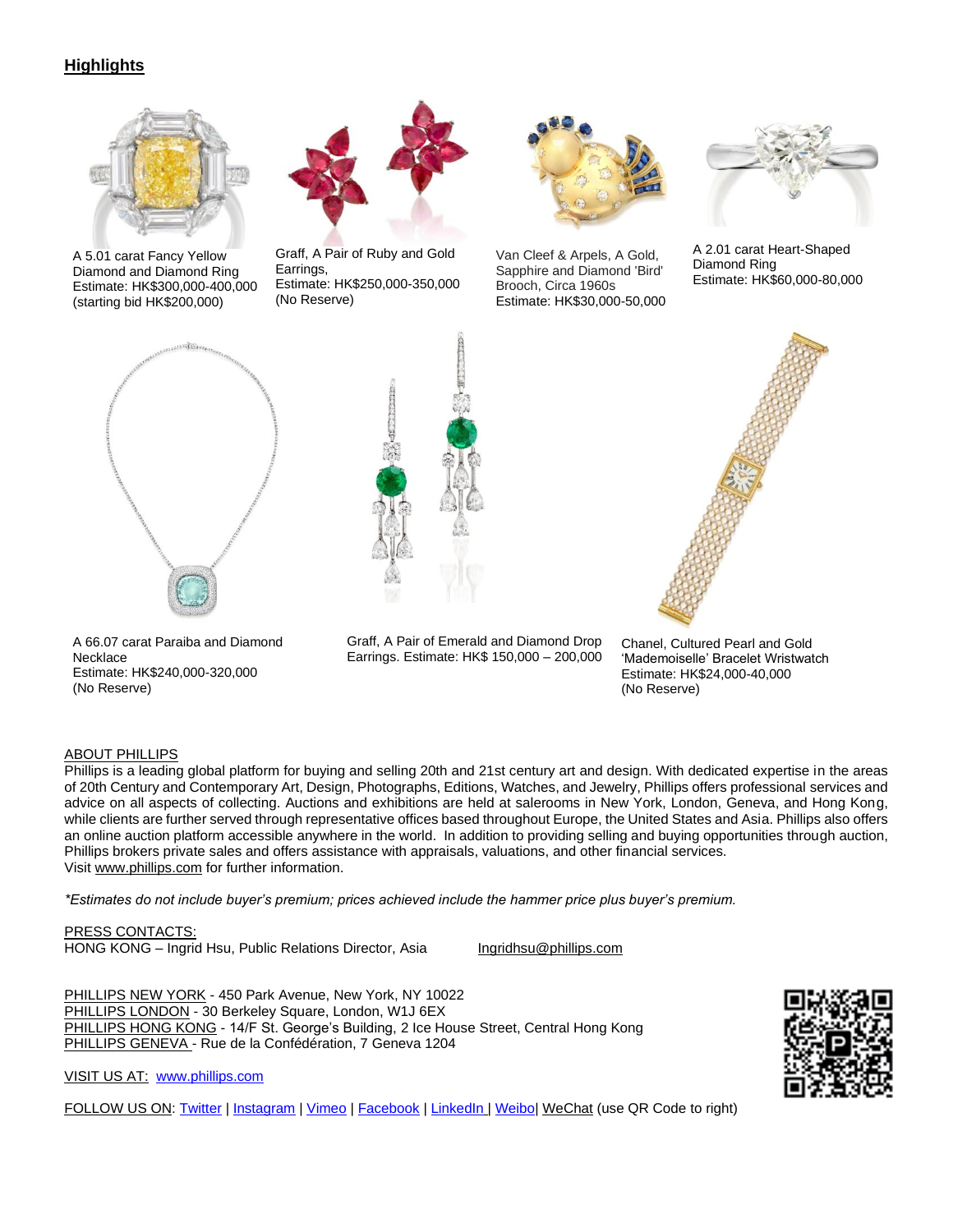## Highlights

A 5.01 carat Fancy Yellow Diamond and Diamond Ring
Estimate: HK$300,000-400,000
(starting bid HK$200,000)

Graff, A Pair of Ruby and Gold Earrings,
Estimate: HK$250,000-350,000
(No Reserve)

Van Cleef & Arpels, A Gold, Sapphire and Diamond 'Bird' Brooch, Circa 1960s
Estimate: HK$30,000-50,000

A 2.01 carat Heart-Shaped Diamond Ring
Estimate: HK$60,000-80,000

A 66.07 carat Paraiba and Diamond Necklace
Estimate: HK$240,000-320,000
(No Reserve)

Graff, A Pair of Emerald and Diamond Drop Earrings. Estimate: HK$ 150,000 – 200,000

Chanel, Cultured Pearl and Gold 'Mademoiselle' Bracelet Wristwatch
Estimate: HK$24,000-40,000
(No Reserve)

ABOUT PHILLIPS

Phillips is a leading global platform for buying and selling 20th and 21st century art and design. With dedicated expertise in the areas of 20th Century and Contemporary Art, Design, Photographs, Editions, Watches, and Jewelry, Phillips offers professional services and advice on all aspects of collecting. Auctions and exhibitions are held at salerooms in New York, London, Geneva, and Hong Kong, while clients are further served through representative offices based throughout Europe, the United States and Asia. Phillips also offers an online auction platform accessible anywhere in the world. In addition to providing selling and buying opportunities through auction, Phillips brokers private sales and offers assistance with appraisals, valuations, and other financial services.
Visit www.phillips.com for further information.

*Estimates do not include buyer's premium; prices achieved include the hammer price plus buyer's premium.*

PRESS CONTACTS:
HONG KONG – Ingrid Hsu, Public Relations Director, Asia Ingridhsu@phillips.com

PHILLIPS NEW YORK - 450 Park Avenue, New York, NY 10022
PHILLIPS LONDON - 30 Berkeley Square, London, W1J 6EX
PHILLIPS HONG KONG - 14/F St. George's Building, 2 Ice House Street, Central Hong Kong
PHILLIPS GENEVA - Rue de la Confédération, 7 Geneva 1204

VISIT US AT: www.phillips.com

FOLLOW US ON: Twitter | Instagram | Vimeo | Facebook | LinkedIn | Weibo| WeChat (use QR Code to right)